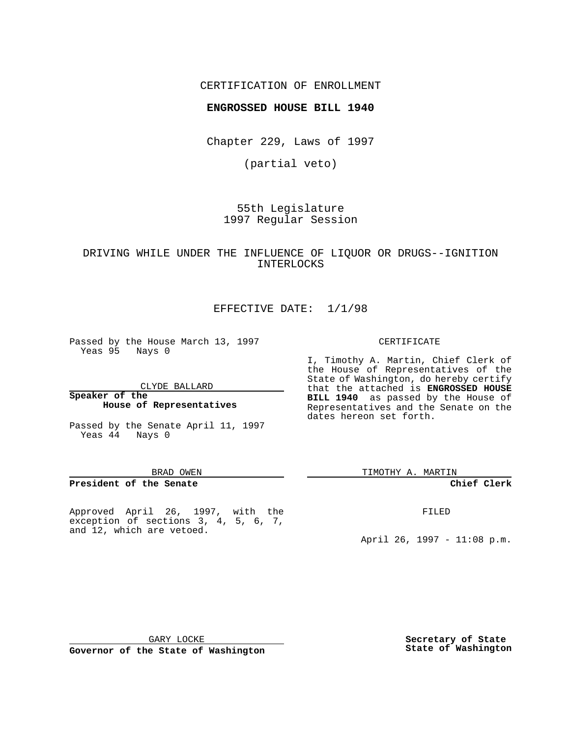CERTIFICATION OF ENROLLMENT

**ENGROSSED HOUSE BILL 1940**

Chapter 229, Laws of 1997

(partial veto)

55th Legislature
1997 Regular Session

DRIVING WHILE UNDER THE INFLUENCE OF LIQUOR OR DRUGS--IGNITION INTERLOCKS

EFFECTIVE DATE: 1/1/98

Passed by the House March 13, 1997
Yeas 95 Nays 0

CLYDE BALLARD

**Speaker of the House of Representatives**

Passed by the Senate April 11, 1997
Yeas 44 Nays 0

BRAD OWEN

**President of the Senate**

Approved April 26, 1997, with the exception of sections 3, 4, 5, 6, 7, and 12, which are vetoed.

GARY LOCKE

**Governor of the State of Washington**

CERTIFICATE

I, Timothy A. Martin, Chief Clerk of the House of Representatives of the State of Washington, do hereby certify that the attached is **ENGROSSED HOUSE BILL 1940** as passed by the House of Representatives and the Senate on the dates hereon set forth.

TIMOTHY A. MARTIN

**Chief Clerk**

FILED

April 26, 1997 - 11:08 p.m.

**Secretary of State State of Washington**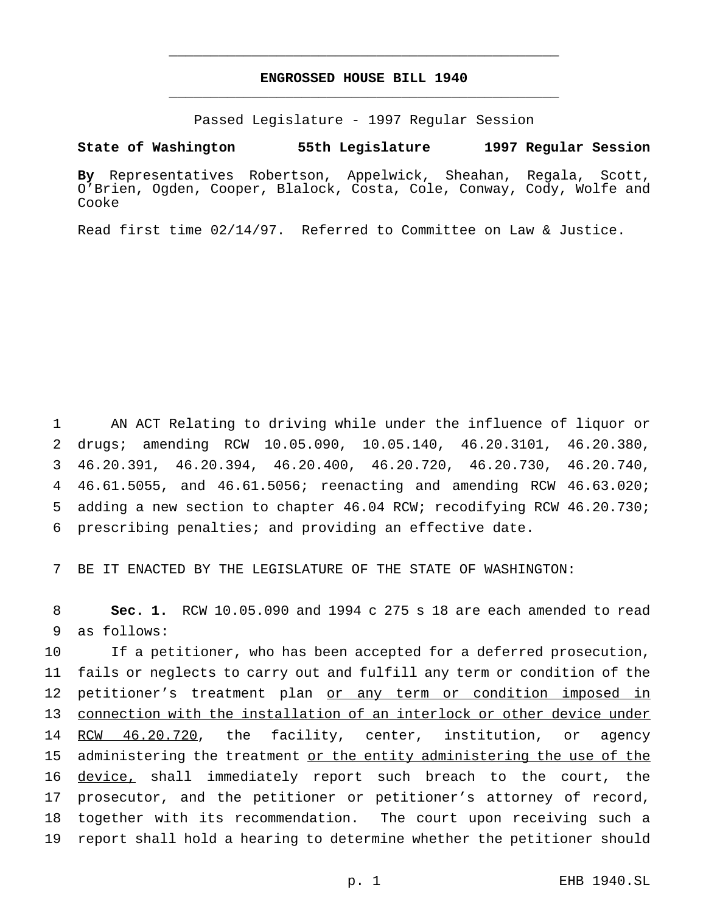**ENGROSSED HOUSE BILL 1940**

Passed Legislature - 1997 Regular Session

**State of Washington 55th Legislature 1997 Regular Session**

**By** Representatives Robertson, Appelwick, Sheahan, Regala, Scott, O'Brien, Ogden, Cooper, Blalock, Costa, Cole, Conway, Cody, Wolfe and Cooke

Read first time 02/14/97. Referred to Committee on Law & Justice.

1 AN ACT Relating to driving while under the influence of liquor or 2 drugs; amending RCW 10.05.090, 10.05.140, 46.20.3101, 46.20.380, 3 46.20.391, 46.20.394, 46.20.400, 46.20.720, 46.20.730, 46.20.740, 4 46.61.5055, and 46.61.5056; reenacting and amending RCW 46.63.020; 5 adding a new section to chapter 46.04 RCW; recodifying RCW 46.20.730; 6 prescribing penalties; and providing an effective date.

7 BE IT ENACTED BY THE LEGISLATURE OF THE STATE OF WASHINGTON:

8 **Sec. 1.** RCW 10.05.090 and 1994 c 275 s 18 are each amended to read 9 as follows:

10 If a petitioner, who has been accepted for a deferred prosecution, 11 fails or neglects to carry out and fulfill any term or condition of the 12 petitioner's treatment plan <u>or any term or condition imposed in</u> 13 <u>connection with the installation of an interlock or other device under</u> 14 <u>RCW 46.20.720</u>, the facility, center, institution, or agency 15 administering the treatment <u>or the entity administering the use of the</u> 16 <u>device,</u> shall immediately report such breach to the court, the 17 prosecutor, and the petitioner or petitioner's attorney of record, 18 together with its recommendation. The court upon receiving such a 19 report shall hold a hearing to determine whether the petitioner should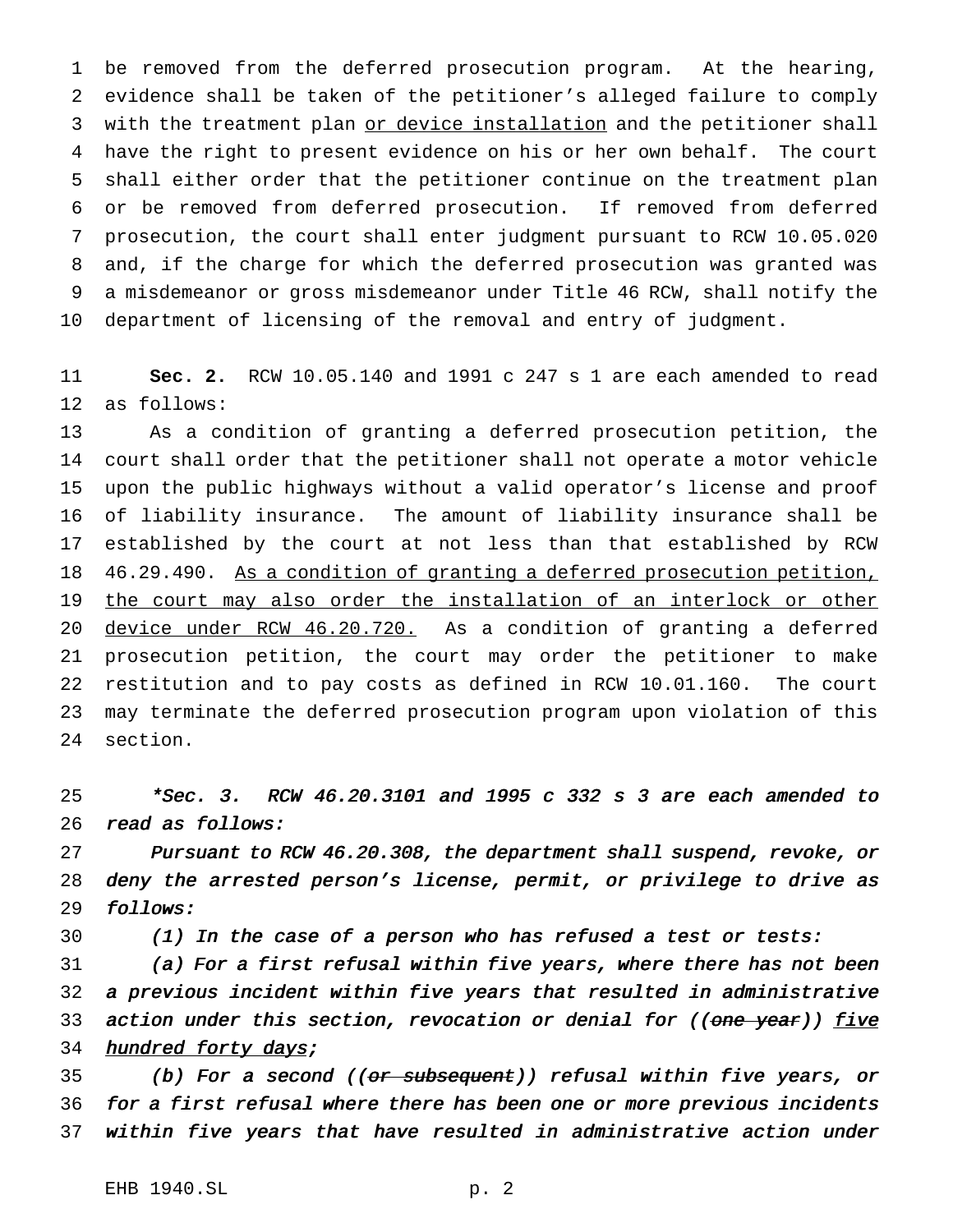be removed from the deferred prosecution program. At the hearing, evidence shall be taken of the petitioner's alleged failure to comply with the treatment plan <u>or device installation</u> and the petitioner shall have the right to present evidence on his or her own behalf. The court shall either order that the petitioner continue on the treatment plan or be removed from deferred prosecution. If removed from deferred prosecution, the court shall enter judgment pursuant to RCW 10.05.020 and, if the charge for which the deferred prosecution was granted was a misdemeanor or gross misdemeanor under Title 46 RCW, shall notify the department of licensing of the removal and entry of judgment.

**Sec. 2.** RCW 10.05.140 and 1991 c 247 s 1 are each amended to read as follows:

As a condition of granting a deferred prosecution petition, the court shall order that the petitioner shall not operate a motor vehicle upon the public highways without a valid operator's license and proof of liability insurance. The amount of liability insurance shall be established by the court at not less than that established by RCW 46.29.490. <u>As a condition of granting a deferred prosecution petition, the court may also order the installation of an interlock or other device under RCW 46.20.720.</u> As a condition of granting a deferred prosecution petition, the court may order the petitioner to make restitution and to pay costs as defined in RCW 10.01.160. The court may terminate the deferred prosecution program upon violation of this section.

*\*Sec. 3. RCW 46.20.3101 and 1995 c 332 s 3 are each amended to read as follows:*

*Pursuant to RCW 46.20.308, the department shall suspend, revoke, or deny the arrested person's license, permit, or privilege to drive as follows:*

*(1) In the case of a person who has refused a test or tests:*

*(a) For a first refusal within five years, where there has not been a previous incident within five years that resulted in administrative action under this section, revocation or denial for ((~~one year~~)) <u>five hundred forty days</u>;*

*(b) For a second ((~~or subsequent~~)) refusal within five years, or for a first refusal where there has been one or more previous incidents within five years that have resulted in administrative action under*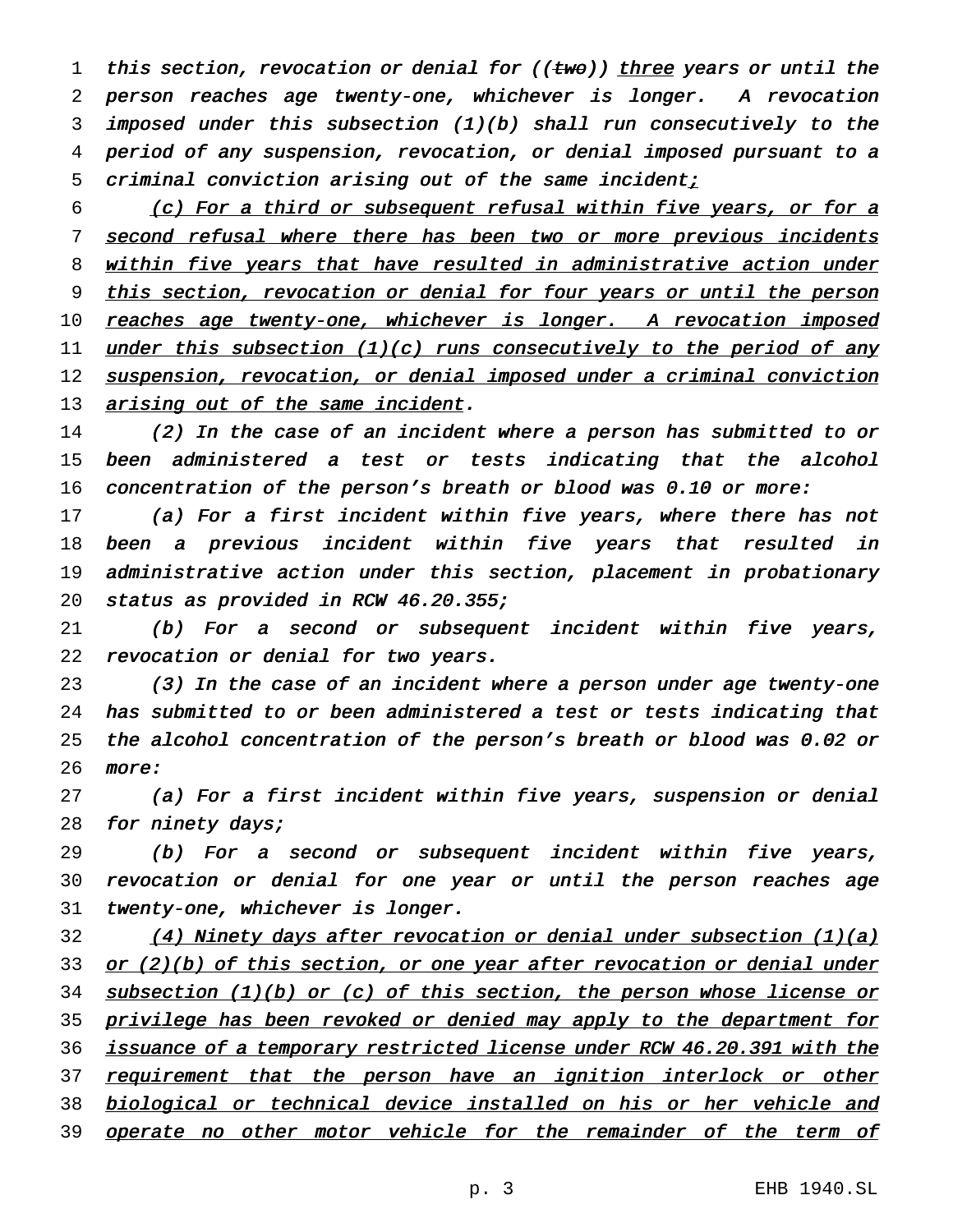this section, revocation or denial for ((~~two~~)) <u>three</u> years or until the person reaches age twenty-one, whichever is longer. A revocation imposed under this subsection (1)(b) shall run consecutively to the period of any suspension, revocation, or denial imposed pursuant to a criminal conviction arising out of the same incident<u>;</u>

<u>(c) For a third or subsequent refusal within five years, or for a second refusal where there has been two or more previous incidents within five years that have resulted in administrative action under this section, revocation or denial for four years or until the person reaches age twenty-one, whichever is longer. A revocation imposed under this subsection (1)(c) runs consecutively to the period of any suspension, revocation, or denial imposed under a criminal conviction arising out of the same incident</u>.

(2) In the case of an incident where a person has submitted to or been administered a test or tests indicating that the alcohol concentration of the person's breath or blood was 0.10 or more:

(a) For a first incident within five years, where there has not been a previous incident within five years that resulted in administrative action under this section, placement in probationary status as provided in RCW 46.20.355;

(b) For a second or subsequent incident within five years, revocation or denial for two years.

(3) In the case of an incident where a person under age twenty-one has submitted to or been administered a test or tests indicating that the alcohol concentration of the person's breath or blood was 0.02 or more:

(a) For a first incident within five years, suspension or denial for ninety days;

(b) For a second or subsequent incident within five years, revocation or denial for one year or until the person reaches age twenty-one, whichever is longer.

<u>(4) Ninety days after revocation or denial under subsection (1)(a) or (2)(b) of this section, or one year after revocation or denial under subsection (1)(b) or (c) of this section, the person whose license or privilege has been revoked or denied may apply to the department for issuance of a temporary restricted license under RCW 46.20.391 with the requirement that the person have an ignition interlock or other biological or technical device installed on his or her vehicle and operate no other motor vehicle for the remainder of the term of</u>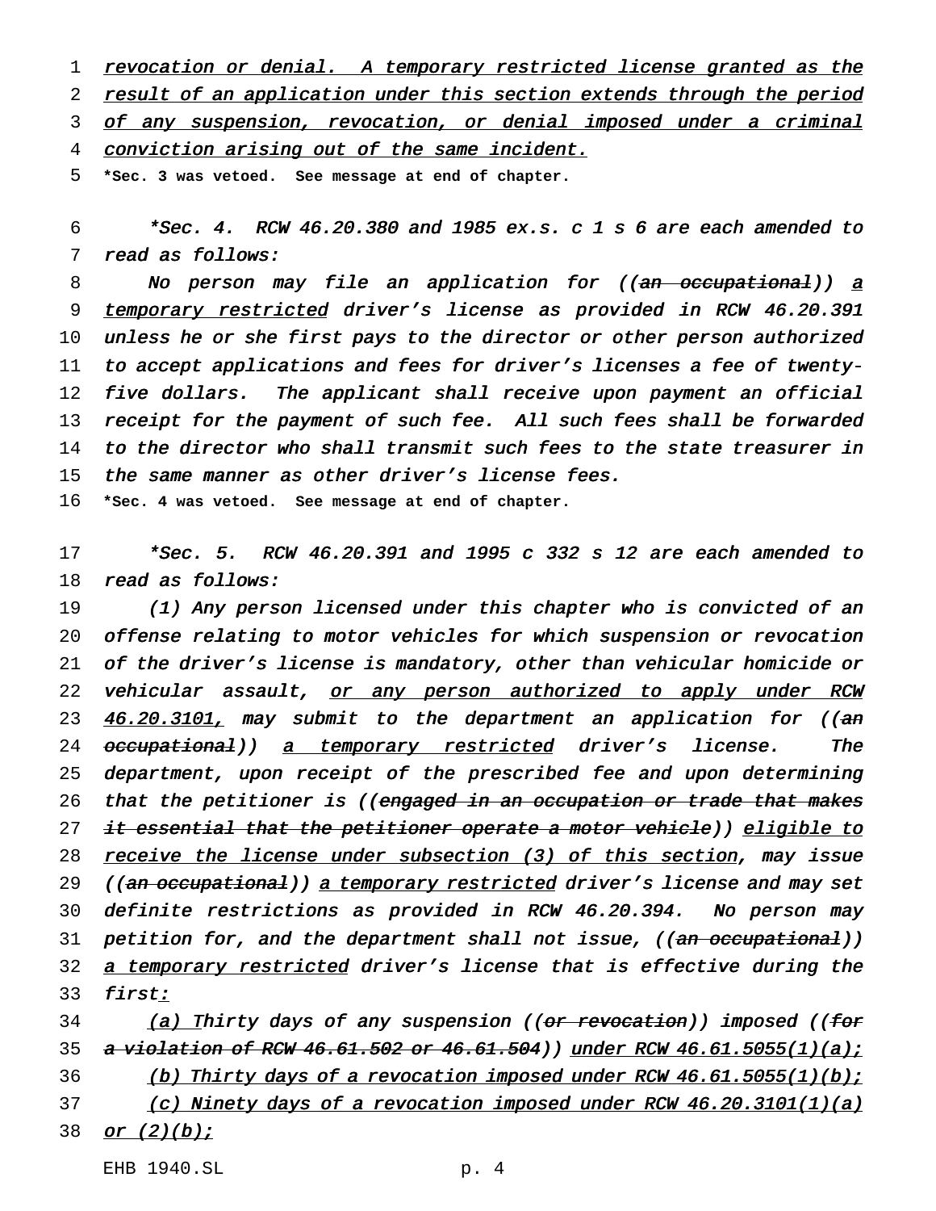revocation or denial. A temporary restricted license granted as the result of an application under this section extends through the period of any suspension, revocation, or denial imposed under a criminal conviction arising out of the same incident.

**\*Sec. 3 was vetoed. See message at end of chapter.**

*\*Sec. 4. RCW 46.20.380 and 1985 ex.s. c 1 s 6 are each amended to read as follows:*

*No person may file an application for ((~~an occupational~~)) a temporary restricted driver's license as provided in RCW 46.20.391 unless he or she first pays to the director or other person authorized to accept applications and fees for driver's licenses a fee of twenty-five dollars. The applicant shall receive upon payment an official receipt for the payment of such fee. All such fees shall be forwarded to the director who shall transmit such fees to the state treasurer in the same manner as other driver's license fees.*

**\*Sec. 4 was vetoed. See message at end of chapter.**

*\*Sec. 5. RCW 46.20.391 and 1995 c 332 s 12 are each amended to read as follows:*

*(1) Any person licensed under this chapter who is convicted of an offense relating to motor vehicles for which suspension or revocation of the driver's license is mandatory, other than vehicular homicide or vehicular assault, or any person authorized to apply under RCW 46.20.3101, may submit to the department an application for ((~~an occupational~~)) a temporary restricted driver's license. The department, upon receipt of the prescribed fee and upon determining that the petitioner is ((~~engaged in an occupation or trade that makes it essential that the petitioner operate a motor vehicle~~)) eligible to receive the license under subsection (3) of this section, may issue ((~~an occupational~~)) a temporary restricted driver's license and may set definite restrictions as provided in RCW 46.20.394. No person may petition for, and the department shall not issue, ((~~an occupational~~)) a temporary restricted driver's license that is effective during the first:*

*(a) Thirty days of any suspension ((~~or revocation~~)) imposed ((~~for a violation of RCW 46.61.502 or 46.61.504~~)) under RCW 46.61.5055(1)(a);*

*(b) Thirty days of a revocation imposed under RCW 46.61.5055(1)(b);*

*(c) Ninety days of a revocation imposed under RCW 46.20.3101(1)(a) or (2)(b);*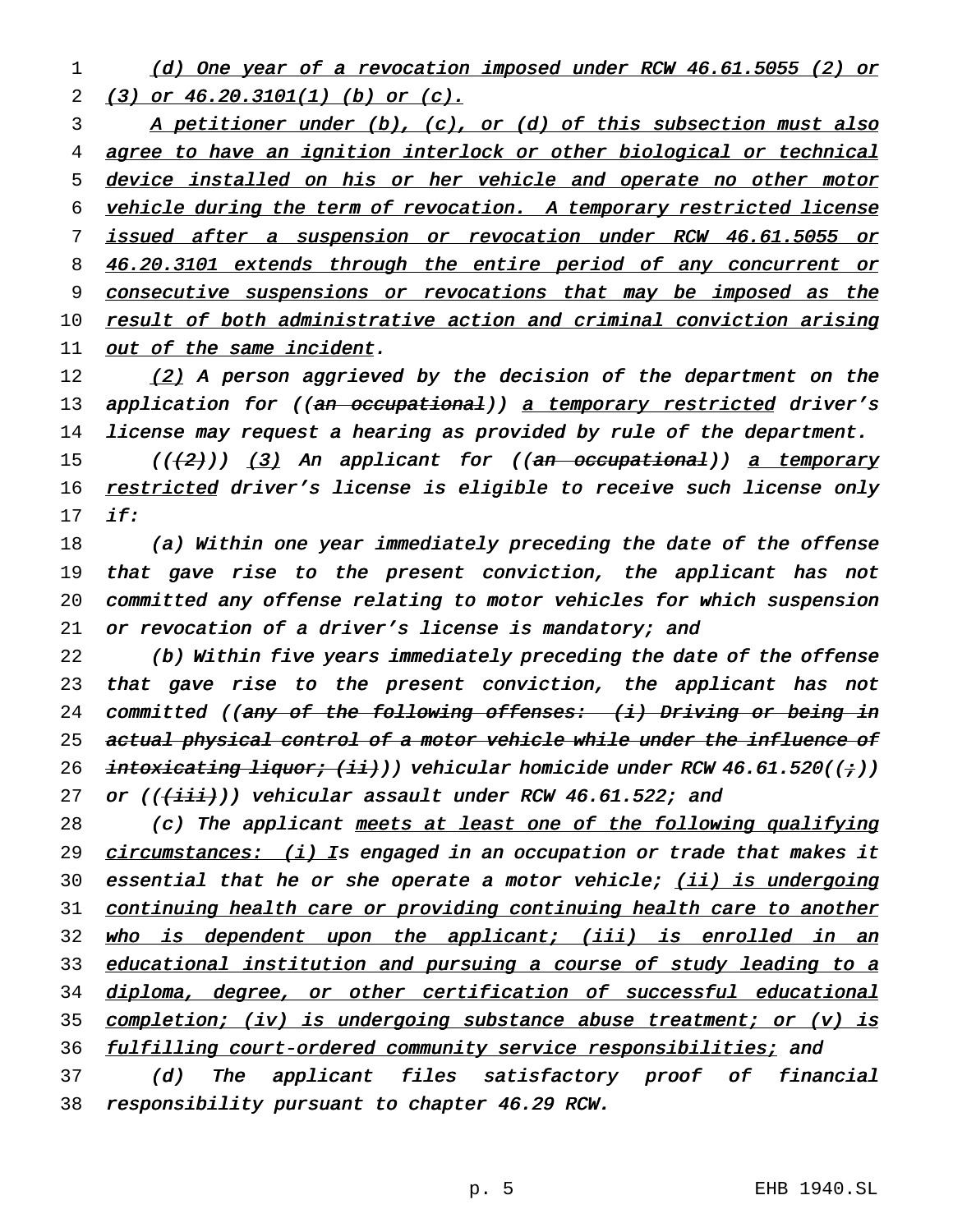(d) One year of a revocation imposed under RCW 46.61.5055 (2) or (3) or 46.20.3101(1) (b) or (c).

A petitioner under (b), (c), or (d) of this subsection must also agree to have an ignition interlock or other biological or technical device installed on his or her vehicle and operate no other motor vehicle during the term of revocation. A temporary restricted license issued after a suspension or revocation under RCW 46.61.5055 or 46.20.3101 extends through the entire period of any concurrent or consecutive suspensions or revocations that may be imposed as the result of both administrative action and criminal conviction arising out of the same incident.

(2) A person aggrieved by the decision of the department on the application for ((~~an occupational~~)) a temporary restricted driver's license may request a hearing as provided by rule of the department.

((~~(2)~~)) (3) An applicant for ((~~an occupational~~)) a temporary restricted driver's license is eligible to receive such license only if:

(a) Within one year immediately preceding the date of the offense that gave rise to the present conviction, the applicant has not committed any offense relating to motor vehicles for which suspension or revocation of a driver's license is mandatory; and

(b) Within five years immediately preceding the date of the offense that gave rise to the present conviction, the applicant has not committed ((~~any of the following offenses: (i) Driving or being in actual physical control of a motor vehicle while under the influence of intoxicating liquor; (ii)~~)) vehicular homicide under RCW 46.61.520((~~;~~)) or ((~~(iii)~~)) vehicular assault under RCW 46.61.522; and

(c) The applicant meets at least one of the following qualifying circumstances: (i) Is engaged in an occupation or trade that makes it essential that he or she operate a motor vehicle; (ii) is undergoing continuing health care or providing continuing health care to another who is dependent upon the applicant; (iii) is enrolled in an educational institution and pursuing a course of study leading to a diploma, degree, or other certification of successful educational completion; (iv) is undergoing substance abuse treatment; or (v) is fulfilling court-ordered community service responsibilities; and

(d) The applicant files satisfactory proof of financial responsibility pursuant to chapter 46.29 RCW.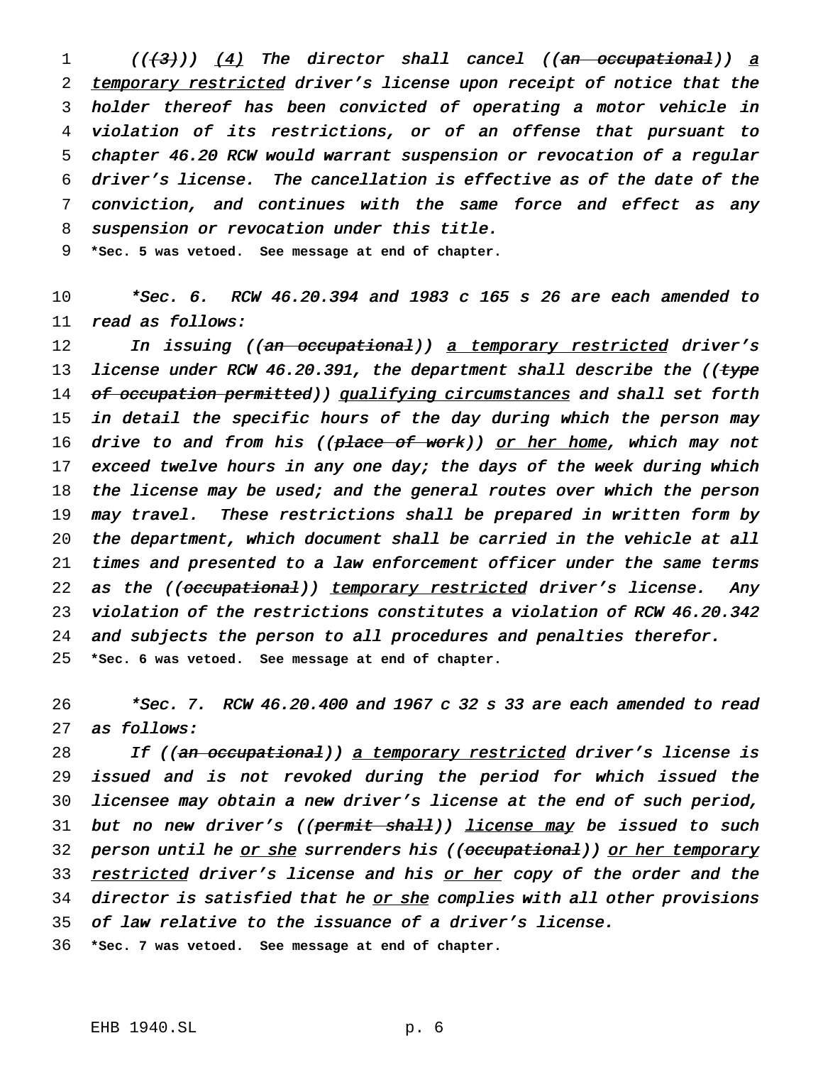*((~~(3)~~)) <u>(4)</u> The director shall cancel ((~~an occupational~~)) <u>a temporary restricted</u> driver's license upon receipt of notice that the holder thereof has been convicted of operating a motor vehicle in violation of its restrictions, or of an offense that pursuant to chapter 46.20 RCW would warrant suspension or revocation of a regular driver's license. The cancellation is effective as of the date of the conviction, and continues with the same force and effect as any suspension or revocation under this title.*

**\*Sec. 5 was vetoed. See message at end of chapter.**

*\*Sec. 6. RCW 46.20.394 and 1983 c 165 s 26 are each amended to read as follows:*

*In issuing ((~~an occupational~~)) <u>a temporary restricted</u> driver's license under RCW 46.20.391, the department shall describe the ((~~type of occupation permitted~~)) <u>qualifying circumstances</u> and shall set forth in detail the specific hours of the day during which the person may drive to and from his ((~~place of work~~)) <u>or her home</u>, which may not exceed twelve hours in any one day; the days of the week during which the license may be used; and the general routes over which the person may travel. These restrictions shall be prepared in written form by the department, which document shall be carried in the vehicle at all times and presented to a law enforcement officer under the same terms as the ((~~occupational~~)) <u>temporary restricted</u> driver's license. Any violation of the restrictions constitutes a violation of RCW 46.20.342 and subjects the person to all procedures and penalties therefor.*

**\*Sec. 6 was vetoed. See message at end of chapter.**

*\*Sec. 7. RCW 46.20.400 and 1967 c 32 s 33 are each amended to read as follows:*

*If ((~~an occupational~~)) <u>a temporary restricted</u> driver's license is issued and is not revoked during the period for which issued the licensee may obtain a new driver's license at the end of such period, but no new driver's ((~~permit shall~~)) <u>license may</u> be issued to such person until he <u>or she</u> surrenders his ((~~occupational~~)) <u>or her temporary restricted</u> driver's license and his <u>or her</u> copy of the order and the director is satisfied that he <u>or she</u> complies with all other provisions of law relative to the issuance of a driver's license.*

**\*Sec. 7 was vetoed. See message at end of chapter.**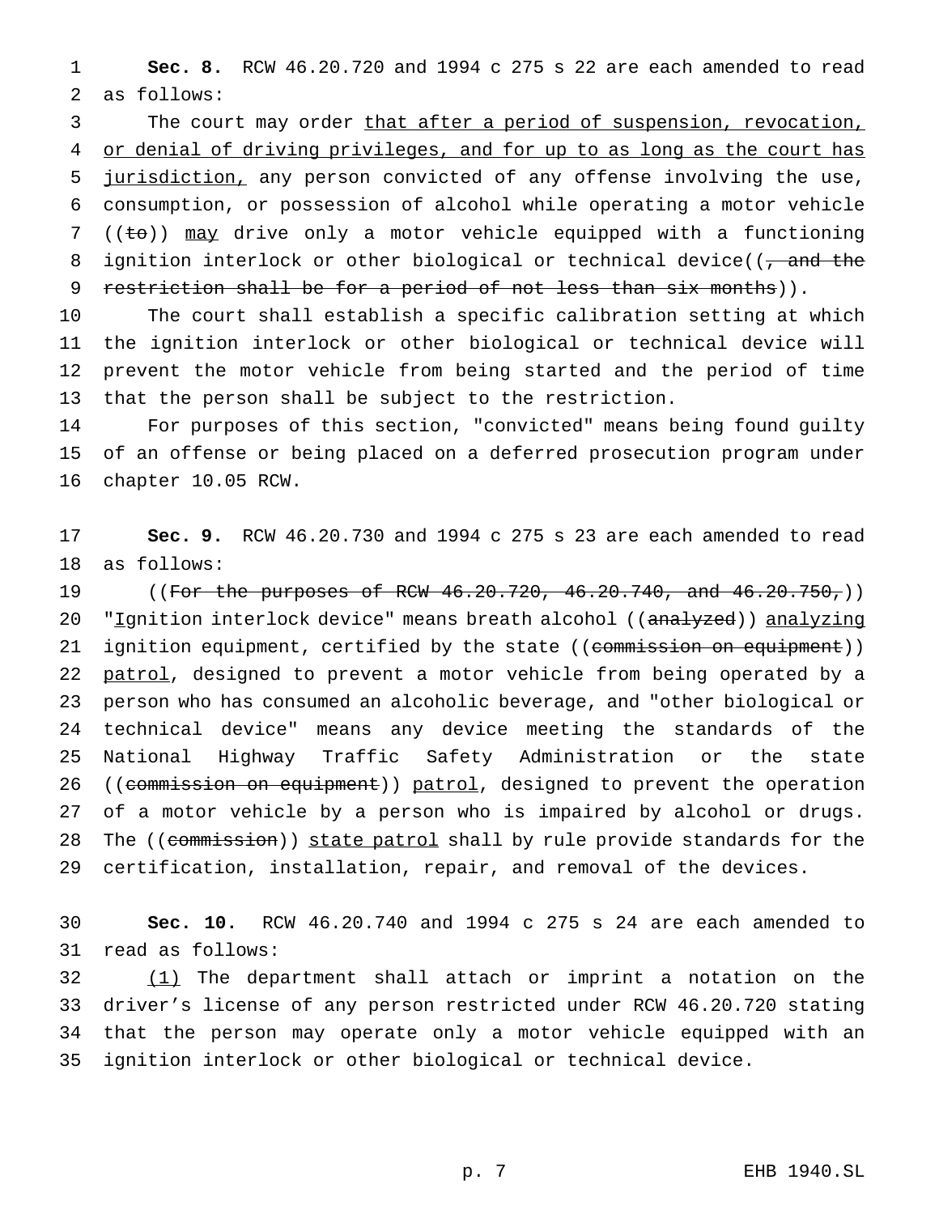**Sec. 8.** RCW 46.20.720 and 1994 c 275 s 22 are each amended to read as follows:

The court may order <u>that after a period of suspension, revocation, or denial of driving privileges, and for up to as long as the court has jurisdiction,</u> any person convicted of any offense involving the use, consumption, or possession of alcohol while operating a motor vehicle ((~~to~~)) <u>may</u> drive only a motor vehicle equipped with a functioning ignition interlock or other biological or technical device((~~, and the restriction shall be for a period of not less than six months~~)).

The court shall establish a specific calibration setting at which the ignition interlock or other biological or technical device will prevent the motor vehicle from being started and the period of time that the person shall be subject to the restriction.

For purposes of this section, "convicted" means being found guilty of an offense or being placed on a deferred prosecution program under chapter 10.05 RCW.

**Sec. 9.** RCW 46.20.730 and 1994 c 275 s 23 are each amended to read as follows:

((~~For the purposes of RCW 46.20.720, 46.20.740, and 46.20.750,~~)) "<u>I</u>gnition interlock device" means breath alcohol ((~~analyzed~~)) <u>analyzing</u> ignition equipment, certified by the state ((~~commission on equipment~~)) <u>patrol</u>, designed to prevent a motor vehicle from being operated by a person who has consumed an alcoholic beverage, and "other biological or technical device" means any device meeting the standards of the National Highway Traffic Safety Administration or the state ((~~commission on equipment~~)) <u>patrol</u>, designed to prevent the operation of a motor vehicle by a person who is impaired by alcohol or drugs. The ((~~commission~~)) <u>state patrol</u> shall by rule provide standards for the certification, installation, repair, and removal of the devices.

**Sec. 10.** RCW 46.20.740 and 1994 c 275 s 24 are each amended to read as follows:

<u>(1)</u> The department shall attach or imprint a notation on the driver's license of any person restricted under RCW 46.20.720 stating that the person may operate only a motor vehicle equipped with an ignition interlock or other biological or technical device.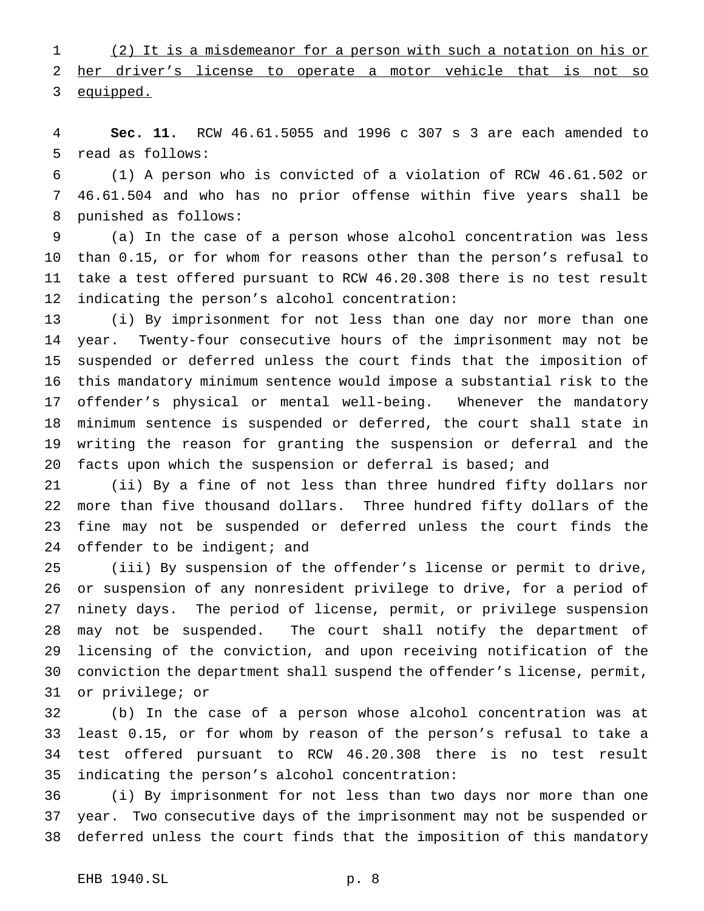(2) It is a misdemeanor for a person with such a notation on his or her driver's license to operate a motor vehicle that is not so equipped.

**Sec. 11.** RCW 46.61.5055 and 1996 c 307 s 3 are each amended to read as follows:

(1) A person who is convicted of a violation of RCW 46.61.502 or 46.61.504 and who has no prior offense within five years shall be punished as follows:

(a) In the case of a person whose alcohol concentration was less than 0.15, or for whom for reasons other than the person's refusal to take a test offered pursuant to RCW 46.20.308 there is no test result indicating the person's alcohol concentration:

(i) By imprisonment for not less than one day nor more than one year. Twenty-four consecutive hours of the imprisonment may not be suspended or deferred unless the court finds that the imposition of this mandatory minimum sentence would impose a substantial risk to the offender's physical or mental well-being. Whenever the mandatory minimum sentence is suspended or deferred, the court shall state in writing the reason for granting the suspension or deferral and the facts upon which the suspension or deferral is based; and

(ii) By a fine of not less than three hundred fifty dollars nor more than five thousand dollars. Three hundred fifty dollars of the fine may not be suspended or deferred unless the court finds the offender to be indigent; and

(iii) By suspension of the offender's license or permit to drive, or suspension of any nonresident privilege to drive, for a period of ninety days. The period of license, permit, or privilege suspension may not be suspended. The court shall notify the department of licensing of the conviction, and upon receiving notification of the conviction the department shall suspend the offender's license, permit, or privilege; or

(b) In the case of a person whose alcohol concentration was at least 0.15, or for whom by reason of the person's refusal to take a test offered pursuant to RCW 46.20.308 there is no test result indicating the person's alcohol concentration:

(i) By imprisonment for not less than two days nor more than one year. Two consecutive days of the imprisonment may not be suspended or deferred unless the court finds that the imposition of this mandatory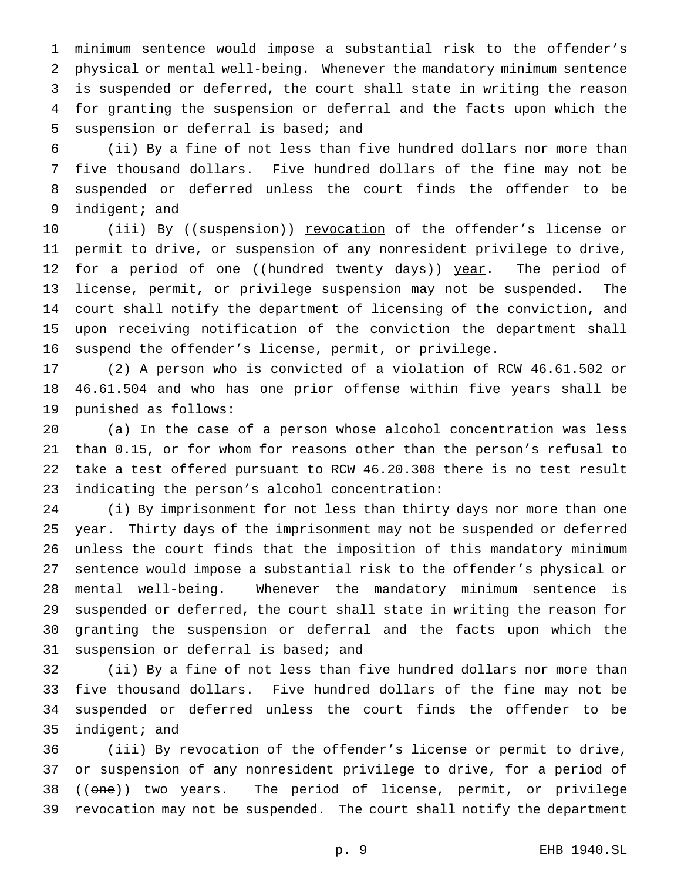minimum sentence would impose a substantial risk to the offender's physical or mental well-being. Whenever the mandatory minimum sentence is suspended or deferred, the court shall state in writing the reason for granting the suspension or deferral and the facts upon which the suspension or deferral is based; and

(ii) By a fine of not less than five hundred dollars nor more than five thousand dollars. Five hundred dollars of the fine may not be suspended or deferred unless the court finds the offender to be indigent; and

(iii) By ((~~suspension~~)) <u>revocation</u> of the offender's license or permit to drive, or suspension of any nonresident privilege to drive, for a period of one ((~~hundred twenty days~~)) <u>year</u>. The period of license, permit, or privilege suspension may not be suspended. The court shall notify the department of licensing of the conviction, and upon receiving notification of the conviction the department shall suspend the offender's license, permit, or privilege.

(2) A person who is convicted of a violation of RCW 46.61.502 or 46.61.504 and who has one prior offense within five years shall be punished as follows:

(a) In the case of a person whose alcohol concentration was less than 0.15, or for whom for reasons other than the person's refusal to take a test offered pursuant to RCW 46.20.308 there is no test result indicating the person's alcohol concentration:

(i) By imprisonment for not less than thirty days nor more than one year. Thirty days of the imprisonment may not be suspended or deferred unless the court finds that the imposition of this mandatory minimum sentence would impose a substantial risk to the offender's physical or mental well-being. Whenever the mandatory minimum sentence is suspended or deferred, the court shall state in writing the reason for granting the suspension or deferral and the facts upon which the suspension or deferral is based; and

(ii) By a fine of not less than five hundred dollars nor more than five thousand dollars. Five hundred dollars of the fine may not be suspended or deferred unless the court finds the offender to be indigent; and

(iii) By revocation of the offender's license or permit to drive, or suspension of any nonresident privilege to drive, for a period of ((~~one~~)) <u>two</u> year<u>s</u>. The period of license, permit, or privilege revocation may not be suspended. The court shall notify the department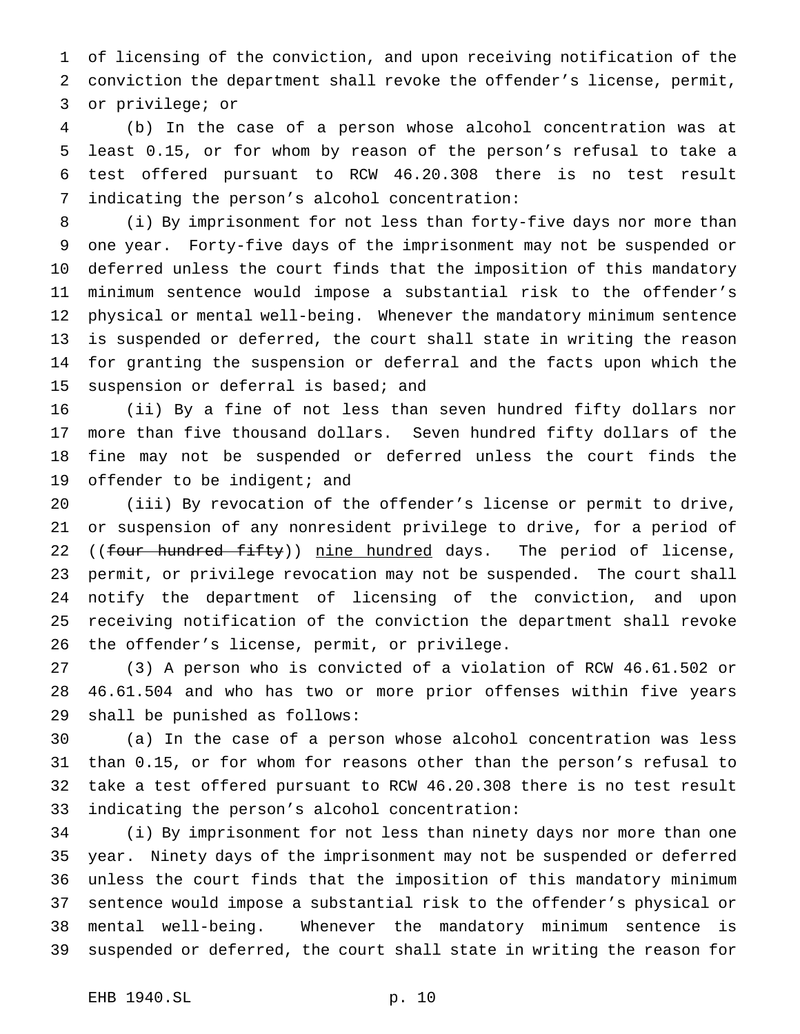of licensing of the conviction, and upon receiving notification of the conviction the department shall revoke the offender's license, permit, or privilege; or

(b) In the case of a person whose alcohol concentration was at least 0.15, or for whom by reason of the person's refusal to take a test offered pursuant to RCW 46.20.308 there is no test result indicating the person's alcohol concentration:

(i) By imprisonment for not less than forty-five days nor more than one year. Forty-five days of the imprisonment may not be suspended or deferred unless the court finds that the imposition of this mandatory minimum sentence would impose a substantial risk to the offender's physical or mental well-being. Whenever the mandatory minimum sentence is suspended or deferred, the court shall state in writing the reason for granting the suspension or deferral and the facts upon which the suspension or deferral is based; and

(ii) By a fine of not less than seven hundred fifty dollars nor more than five thousand dollars. Seven hundred fifty dollars of the fine may not be suspended or deferred unless the court finds the offender to be indigent; and

(iii) By revocation of the offender's license or permit to drive, or suspension of any nonresident privilege to drive, for a period of ((~~four hundred fifty~~)) <u>nine hundred</u> days. The period of license, permit, or privilege revocation may not be suspended. The court shall notify the department of licensing of the conviction, and upon receiving notification of the conviction the department shall revoke the offender's license, permit, or privilege.

(3) A person who is convicted of a violation of RCW 46.61.502 or 46.61.504 and who has two or more prior offenses within five years shall be punished as follows:

(a) In the case of a person whose alcohol concentration was less than 0.15, or for whom for reasons other than the person's refusal to take a test offered pursuant to RCW 46.20.308 there is no test result indicating the person's alcohol concentration:

(i) By imprisonment for not less than ninety days nor more than one year. Ninety days of the imprisonment may not be suspended or deferred unless the court finds that the imposition of this mandatory minimum sentence would impose a substantial risk to the offender's physical or mental well-being. Whenever the mandatory minimum sentence is suspended or deferred, the court shall state in writing the reason for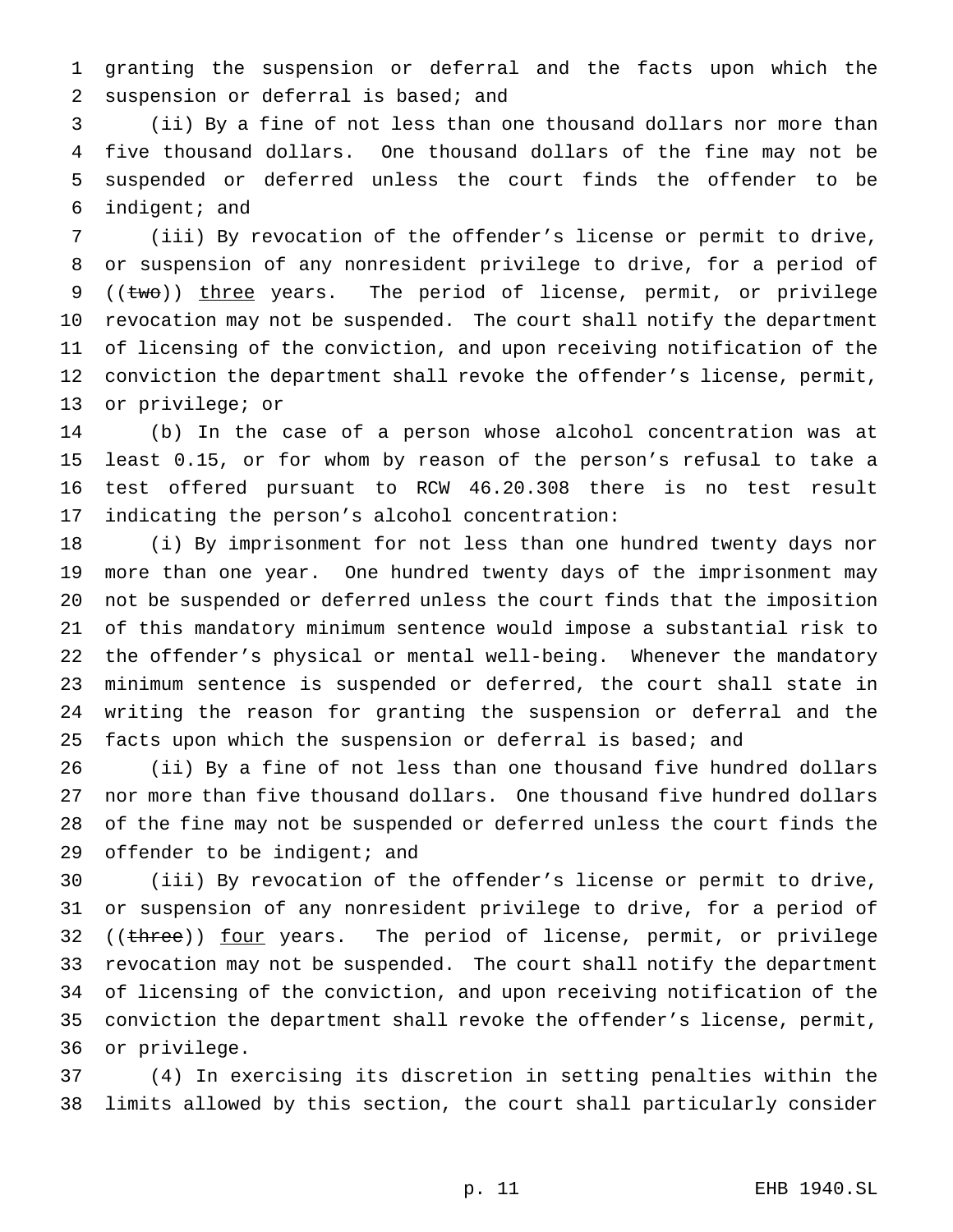granting the suspension or deferral and the facts upon which the suspension or deferral is based; and

(ii) By a fine of not less than one thousand dollars nor more than five thousand dollars. One thousand dollars of the fine may not be suspended or deferred unless the court finds the offender to be indigent; and

(iii) By revocation of the offender's license or permit to drive, or suspension of any nonresident privilege to drive, for a period of ((~~two~~)) <u>three</u> years. The period of license, permit, or privilege revocation may not be suspended. The court shall notify the department of licensing of the conviction, and upon receiving notification of the conviction the department shall revoke the offender's license, permit, or privilege; or

(b) In the case of a person whose alcohol concentration was at least 0.15, or for whom by reason of the person's refusal to take a test offered pursuant to RCW 46.20.308 there is no test result indicating the person's alcohol concentration:

(i) By imprisonment for not less than one hundred twenty days nor more than one year. One hundred twenty days of the imprisonment may not be suspended or deferred unless the court finds that the imposition of this mandatory minimum sentence would impose a substantial risk to the offender's physical or mental well-being. Whenever the mandatory minimum sentence is suspended or deferred, the court shall state in writing the reason for granting the suspension or deferral and the facts upon which the suspension or deferral is based; and

(ii) By a fine of not less than one thousand five hundred dollars nor more than five thousand dollars. One thousand five hundred dollars of the fine may not be suspended or deferred unless the court finds the offender to be indigent; and

(iii) By revocation of the offender's license or permit to drive, or suspension of any nonresident privilege to drive, for a period of ((~~three~~)) <u>four</u> years. The period of license, permit, or privilege revocation may not be suspended. The court shall notify the department of licensing of the conviction, and upon receiving notification of the conviction the department shall revoke the offender's license, permit, or privilege.

(4) In exercising its discretion in setting penalties within the limits allowed by this section, the court shall particularly consider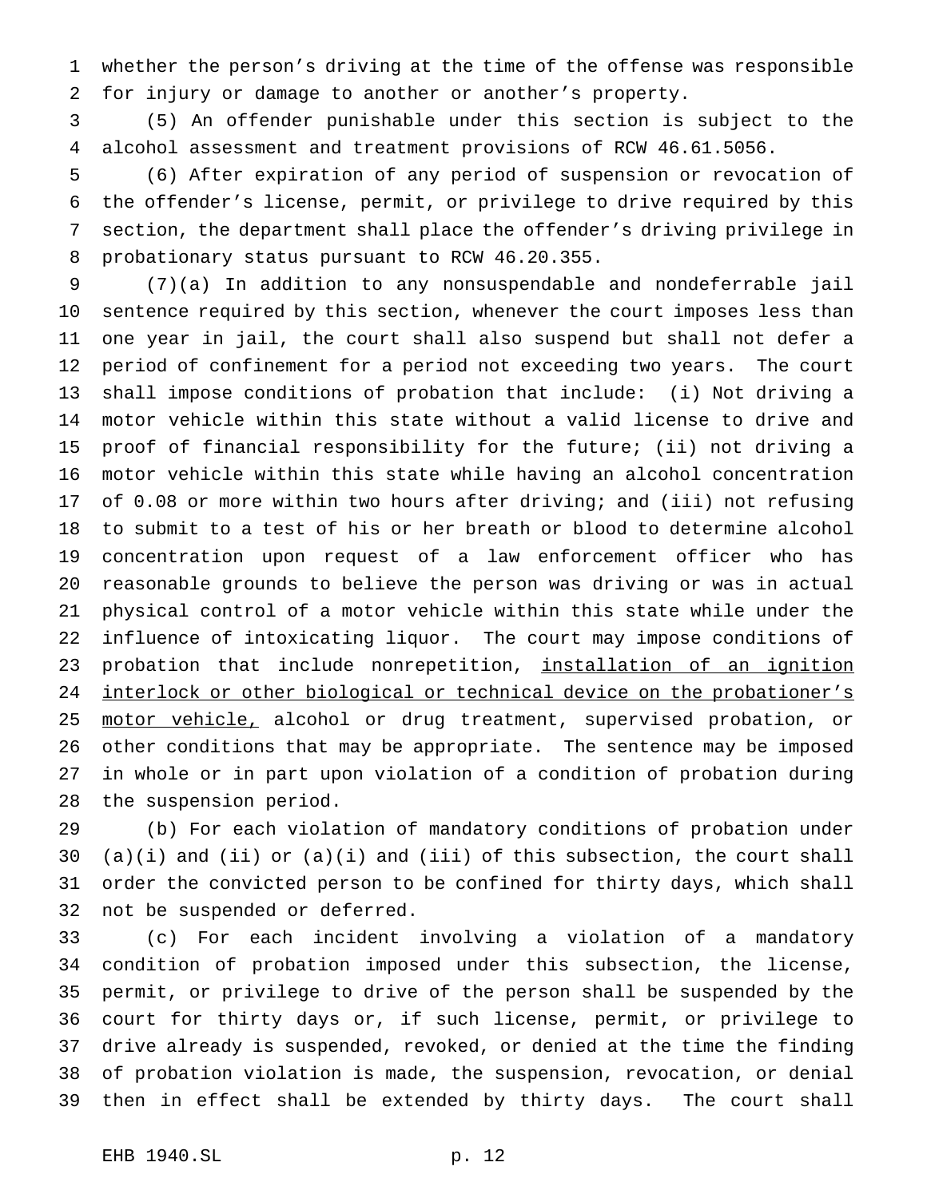whether the person's driving at the time of the offense was responsible for injury or damage to another or another's property.

(5) An offender punishable under this section is subject to the alcohol assessment and treatment provisions of RCW 46.61.5056.

(6) After expiration of any period of suspension or revocation of the offender's license, permit, or privilege to drive required by this section, the department shall place the offender's driving privilege in probationary status pursuant to RCW 46.20.355.

(7)(a) In addition to any nonsuspendable and nondeferrable jail sentence required by this section, whenever the court imposes less than one year in jail, the court shall also suspend but shall not defer a period of confinement for a period not exceeding two years. The court shall impose conditions of probation that include: (i) Not driving a motor vehicle within this state without a valid license to drive and proof of financial responsibility for the future; (ii) not driving a motor vehicle within this state while having an alcohol concentration of 0.08 or more within two hours after driving; and (iii) not refusing to submit to a test of his or her breath or blood to determine alcohol concentration upon request of a law enforcement officer who has reasonable grounds to believe the person was driving or was in actual physical control of a motor vehicle within this state while under the influence of intoxicating liquor. The court may impose conditions of probation that include nonrepetition, <u>installation of an ignition interlock or other biological or technical device on the probationer's motor vehicle,</u> alcohol or drug treatment, supervised probation, or other conditions that may be appropriate. The sentence may be imposed in whole or in part upon violation of a condition of probation during the suspension period.

(b) For each violation of mandatory conditions of probation under (a)(i) and (ii) or (a)(i) and (iii) of this subsection, the court shall order the convicted person to be confined for thirty days, which shall not be suspended or deferred.

(c) For each incident involving a violation of a mandatory condition of probation imposed under this subsection, the license, permit, or privilege to drive of the person shall be suspended by the court for thirty days or, if such license, permit, or privilege to drive already is suspended, revoked, or denied at the time the finding of probation violation is made, the suspension, revocation, or denial then in effect shall be extended by thirty days. The court shall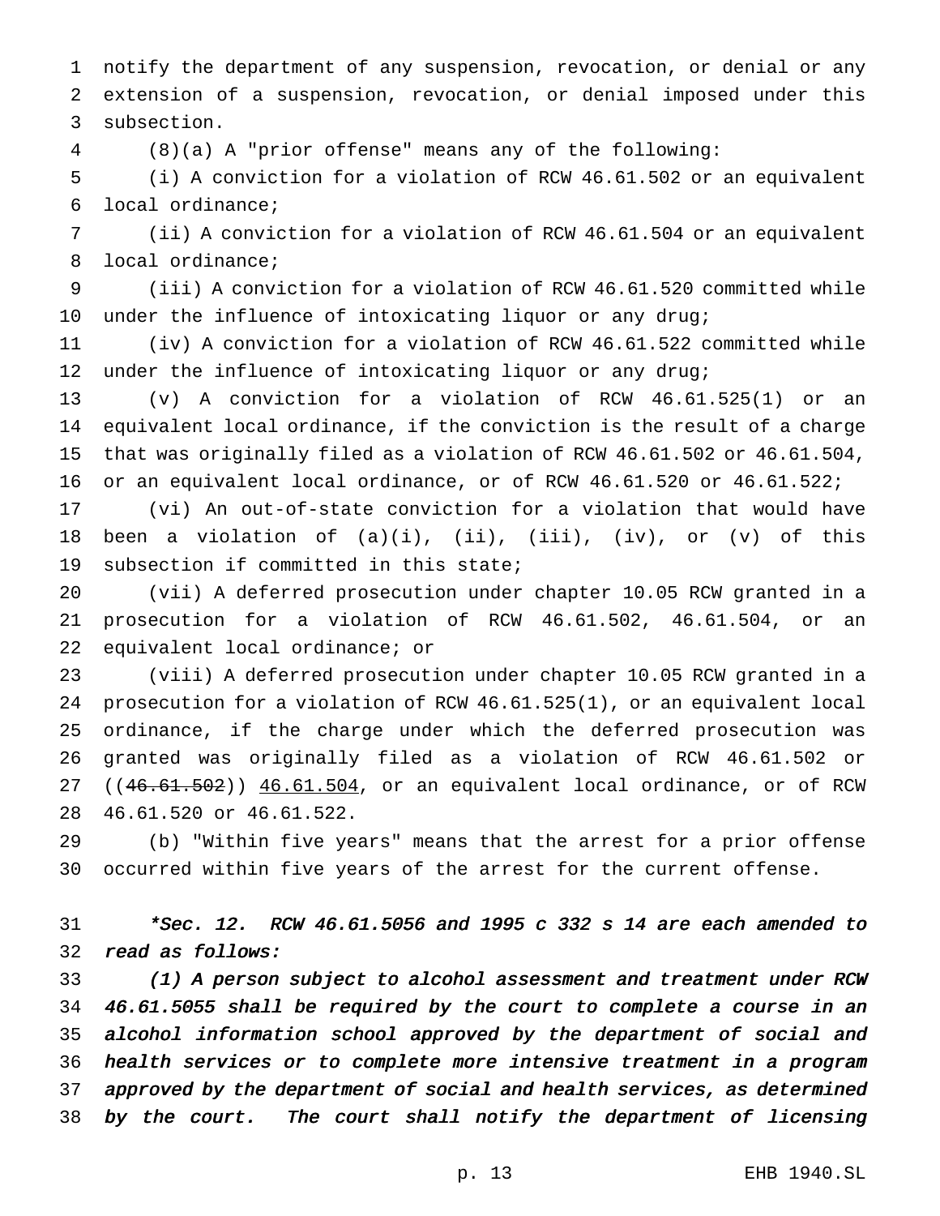notify the department of any suspension, revocation, or denial or any extension of a suspension, revocation, or denial imposed under this subsection.

(8)(a) A "prior offense" means any of the following:

(i) A conviction for a violation of RCW 46.61.502 or an equivalent local ordinance;

(ii) A conviction for a violation of RCW 46.61.504 or an equivalent local ordinance;

(iii) A conviction for a violation of RCW 46.61.520 committed while under the influence of intoxicating liquor or any drug;

(iv) A conviction for a violation of RCW 46.61.522 committed while under the influence of intoxicating liquor or any drug;

(v) A conviction for a violation of RCW 46.61.525(1) or an equivalent local ordinance, if the conviction is the result of a charge that was originally filed as a violation of RCW 46.61.502 or 46.61.504, or an equivalent local ordinance, or of RCW 46.61.520 or 46.61.522;

(vi) An out-of-state conviction for a violation that would have been a violation of (a)(i), (ii), (iii), (iv), or (v) of this subsection if committed in this state;

(vii) A deferred prosecution under chapter 10.05 RCW granted in a prosecution for a violation of RCW 46.61.502, 46.61.504, or an equivalent local ordinance; or

(viii) A deferred prosecution under chapter 10.05 RCW granted in a prosecution for a violation of RCW 46.61.525(1), or an equivalent local ordinance, if the charge under which the deferred prosecution was granted was originally filed as a violation of RCW 46.61.502 or ((~~46.61.502~~)) <u>46.61.504</u>, or an equivalent local ordinance, or of RCW 46.61.520 or 46.61.522.

(b) "Within five years" means that the arrest for a prior offense occurred within five years of the arrest for the current offense.

*\*Sec. 12. RCW 46.61.5056 and 1995 c 332 s 14 are each amended to read as follows:*

*(1) A person subject to alcohol assessment and treatment under RCW 46.61.5055 shall be required by the court to complete a course in an alcohol information school approved by the department of social and health services or to complete more intensive treatment in a program approved by the department of social and health services, as determined by the court. The court shall notify the department of licensing*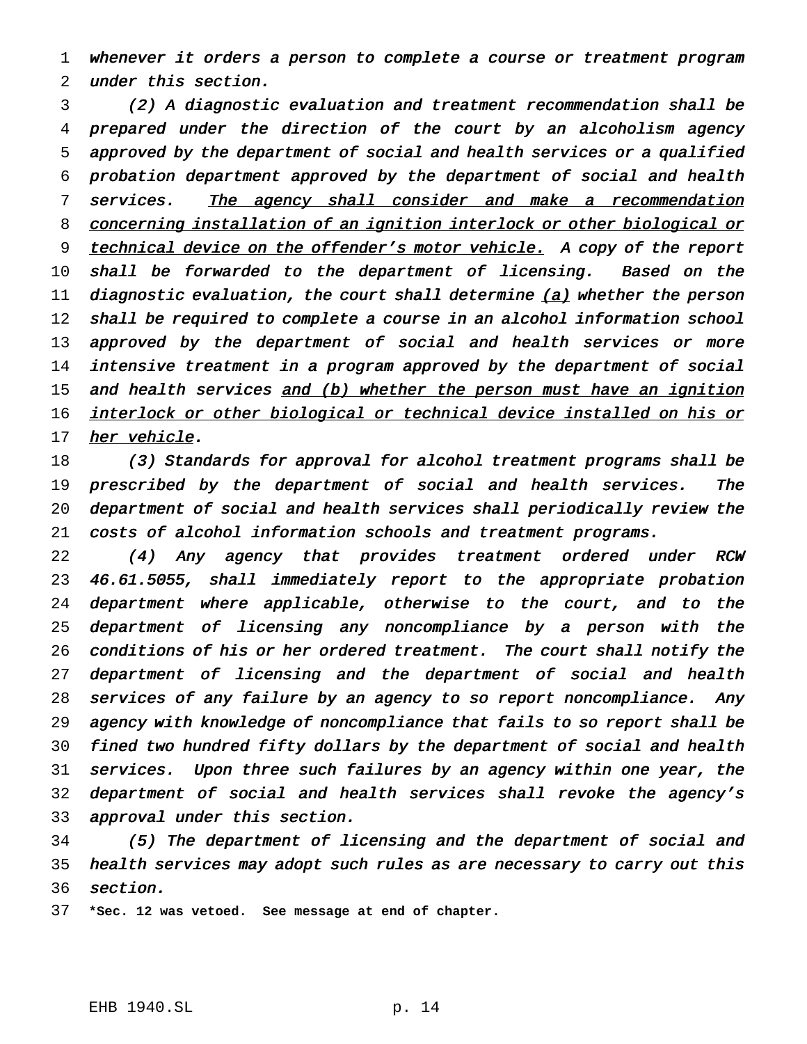*whenever it orders a person to complete a course or treatment program under this section.*

*(2) A diagnostic evaluation and treatment recommendation shall be prepared under the direction of the court by an alcoholism agency approved by the department of social and health services or a qualified probation department approved by the department of social and health services.* <u>*The agency shall consider and make a recommendation concerning installation of an ignition interlock or other biological or technical device on the offender's motor vehicle.*</u> *A copy of the report shall be forwarded to the department of licensing. Based on the diagnostic evaluation, the court shall determine* <u>*(a)*</u> *whether the person shall be required to complete a course in an alcohol information school approved by the department of social and health services or more intensive treatment in a program approved by the department of social and health services* <u>*and (b) whether the person must have an ignition interlock or other biological or technical device installed on his or her vehicle*</u>*.*

*(3) Standards for approval for alcohol treatment programs shall be prescribed by the department of social and health services. The department of social and health services shall periodically review the costs of alcohol information schools and treatment programs.*

*(4) Any agency that provides treatment ordered under RCW 46.61.5055, shall immediately report to the appropriate probation department where applicable, otherwise to the court, and to the department of licensing any noncompliance by a person with the conditions of his or her ordered treatment. The court shall notify the department of licensing and the department of social and health services of any failure by an agency to so report noncompliance. Any agency with knowledge of noncompliance that fails to so report shall be fined two hundred fifty dollars by the department of social and health services. Upon three such failures by an agency within one year, the department of social and health services shall revoke the agency's approval under this section.*

*(5) The department of licensing and the department of social and health services may adopt such rules as are necessary to carry out this section.*

**\*Sec. 12 was vetoed. See message at end of chapter.**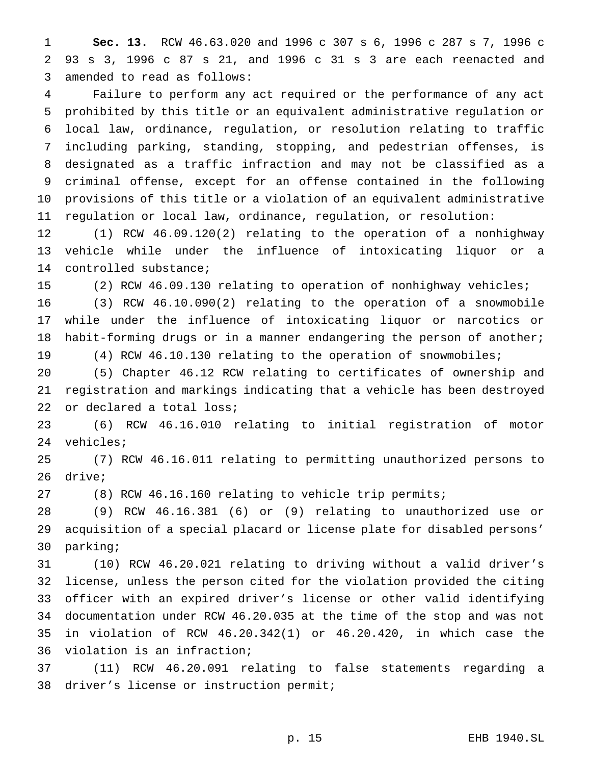**Sec. 13.** RCW 46.63.020 and 1996 c 307 s 6, 1996 c 287 s 7, 1996 c 93 s 3, 1996 c 87 s 21, and 1996 c 31 s 3 are each reenacted and amended to read as follows:

Failure to perform any act required or the performance of any act prohibited by this title or an equivalent administrative regulation or local law, ordinance, regulation, or resolution relating to traffic including parking, standing, stopping, and pedestrian offenses, is designated as a traffic infraction and may not be classified as a criminal offense, except for an offense contained in the following provisions of this title or a violation of an equivalent administrative regulation or local law, ordinance, regulation, or resolution:

(1) RCW 46.09.120(2) relating to the operation of a nonhighway vehicle while under the influence of intoxicating liquor or a controlled substance;

(2) RCW 46.09.130 relating to operation of nonhighway vehicles;

(3) RCW 46.10.090(2) relating to the operation of a snowmobile while under the influence of intoxicating liquor or narcotics or habit-forming drugs or in a manner endangering the person of another;

(4) RCW 46.10.130 relating to the operation of snowmobiles;

(5) Chapter 46.12 RCW relating to certificates of ownership and registration and markings indicating that a vehicle has been destroyed or declared a total loss;

(6) RCW 46.16.010 relating to initial registration of motor vehicles;

(7) RCW 46.16.011 relating to permitting unauthorized persons to drive;

(8) RCW 46.16.160 relating to vehicle trip permits;

(9) RCW 46.16.381 (6) or (9) relating to unauthorized use or acquisition of a special placard or license plate for disabled persons' parking;

(10) RCW 46.20.021 relating to driving without a valid driver's license, unless the person cited for the violation provided the citing officer with an expired driver's license or other valid identifying documentation under RCW 46.20.035 at the time of the stop and was not in violation of RCW 46.20.342(1) or 46.20.420, in which case the violation is an infraction;

(11) RCW 46.20.091 relating to false statements regarding a driver's license or instruction permit;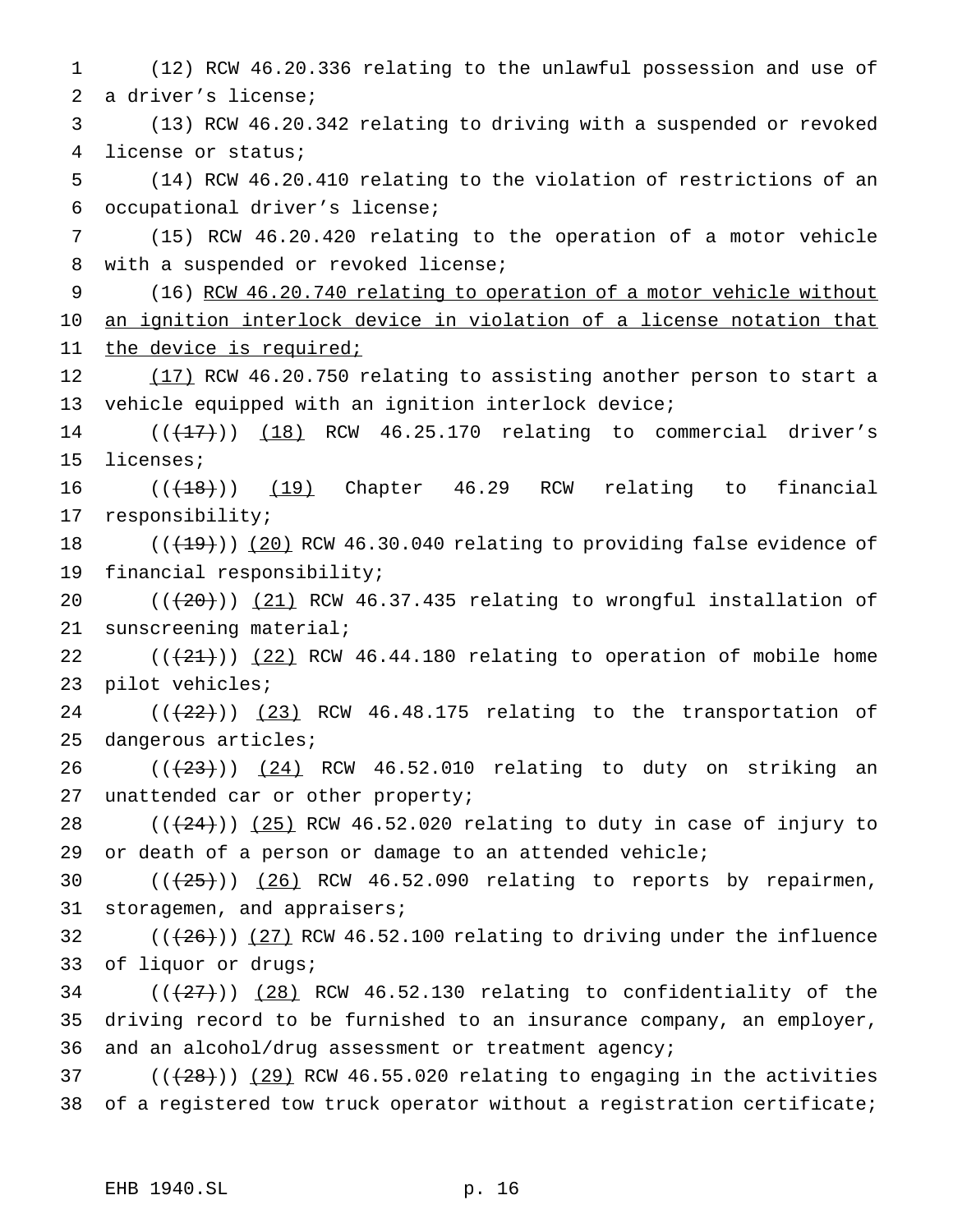(12) RCW 46.20.336 relating to the unlawful possession and use of a driver's license;

(13) RCW 46.20.342 relating to driving with a suspended or revoked license or status;

(14) RCW 46.20.410 relating to the violation of restrictions of an occupational driver's license;

(15) RCW 46.20.420 relating to the operation of a motor vehicle with a suspended or revoked license;

(16) <u>RCW 46.20.740 relating to operation of a motor vehicle without an ignition interlock device in violation of a license notation that the device is required;</u>

<u>(17)</u> RCW 46.20.750 relating to assisting another person to start a vehicle equipped with an ignition interlock device;

(((~~17~~))) <u>(18)</u> RCW 46.25.170 relating to commercial driver's licenses;

(((~~18~~))) <u>(19)</u> Chapter 46.29 RCW relating to financial responsibility;

(((~~19~~))) <u>(20)</u> RCW 46.30.040 relating to providing false evidence of financial responsibility;

(((~~20~~))) <u>(21)</u> RCW 46.37.435 relating to wrongful installation of sunscreening material;

(((~~21~~))) <u>(22)</u> RCW 46.44.180 relating to operation of mobile home pilot vehicles;

(((~~22~~))) <u>(23)</u> RCW 46.48.175 relating to the transportation of dangerous articles;

(((~~23~~))) <u>(24)</u> RCW 46.52.010 relating to duty on striking an unattended car or other property;

(((~~24~~))) <u>(25)</u> RCW 46.52.020 relating to duty in case of injury to or death of a person or damage to an attended vehicle;

(((~~25~~))) <u>(26)</u> RCW 46.52.090 relating to reports by repairmen, storagemen, and appraisers;

(((~~26~~))) <u>(27)</u> RCW 46.52.100 relating to driving under the influence of liquor or drugs;

(((~~27~~))) <u>(28)</u> RCW 46.52.130 relating to confidentiality of the driving record to be furnished to an insurance company, an employer, and an alcohol/drug assessment or treatment agency;

(((~~28~~))) <u>(29)</u> RCW 46.55.020 relating to engaging in the activities of a registered tow truck operator without a registration certificate;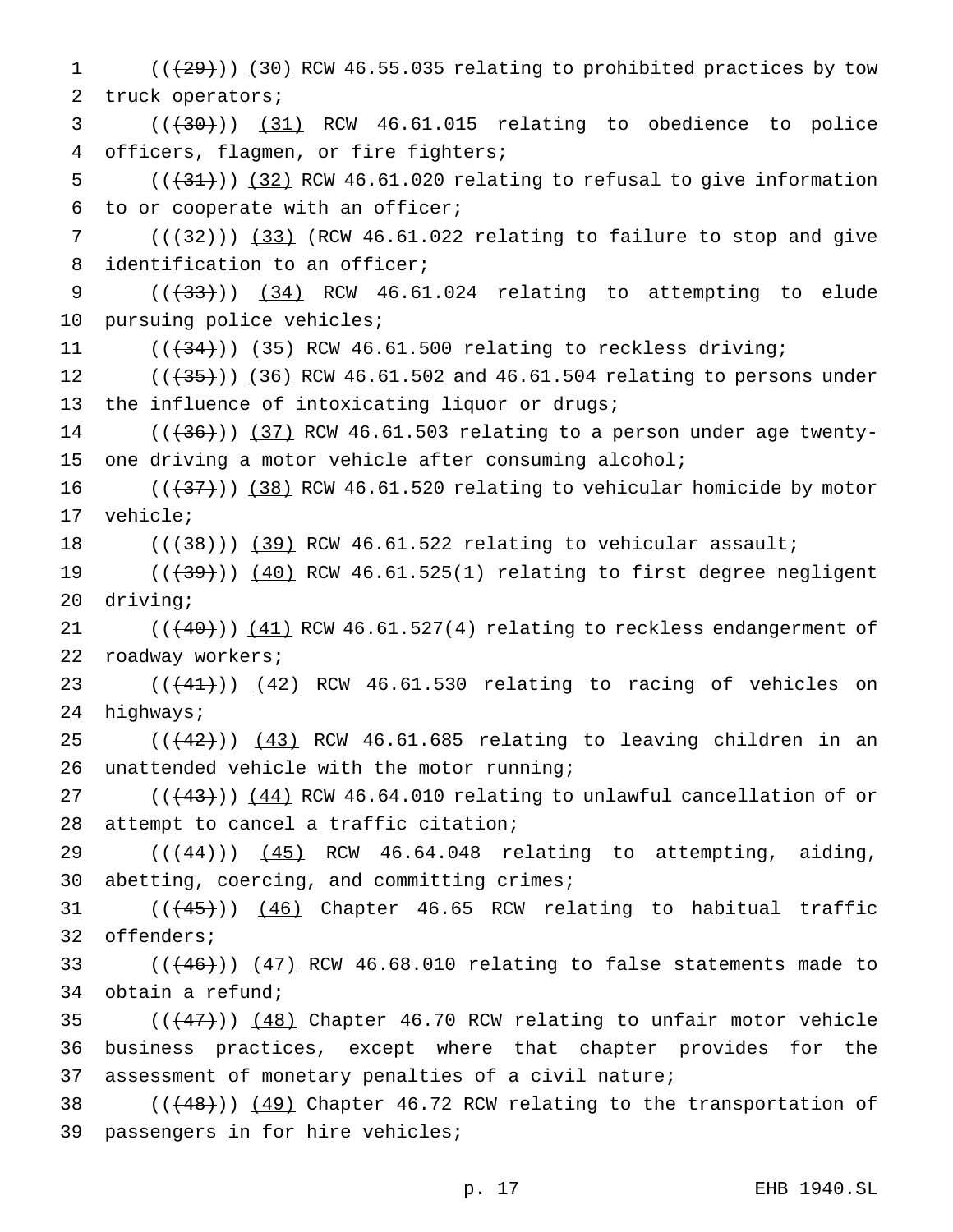((~~(29)~~)) (30) RCW 46.55.035 relating to prohibited practices by tow truck operators;

((~~(30)~~)) (31) RCW 46.61.015 relating to obedience to police officers, flagmen, or fire fighters;

((~~(31)~~)) (32) RCW 46.61.020 relating to refusal to give information to or cooperate with an officer;

((~~(32)~~)) (33) (RCW 46.61.022 relating to failure to stop and give identification to an officer;

((~~(33)~~)) (34) RCW 46.61.024 relating to attempting to elude pursuing police vehicles;

((~~(34)~~)) (35) RCW 46.61.500 relating to reckless driving;

((~~(35)~~)) (36) RCW 46.61.502 and 46.61.504 relating to persons under the influence of intoxicating liquor or drugs;

((~~(36)~~)) (37) RCW 46.61.503 relating to a person under age twenty-one driving a motor vehicle after consuming alcohol;

((~~(37)~~)) (38) RCW 46.61.520 relating to vehicular homicide by motor vehicle;

((~~(38)~~)) (39) RCW 46.61.522 relating to vehicular assault;

((~~(39)~~)) (40) RCW 46.61.525(1) relating to first degree negligent driving;

((~~(40)~~)) (41) RCW 46.61.527(4) relating to reckless endangerment of roadway workers;

((~~(41)~~)) (42) RCW 46.61.530 relating to racing of vehicles on highways;

((~~(42)~~)) (43) RCW 46.61.685 relating to leaving children in an unattended vehicle with the motor running;

((~~(43)~~)) (44) RCW 46.64.010 relating to unlawful cancellation of or attempt to cancel a traffic citation;

((~~(44)~~)) (45) RCW 46.64.048 relating to attempting, aiding, abetting, coercing, and committing crimes;

((~~(45)~~)) (46) Chapter 46.65 RCW relating to habitual traffic offenders;

((~~(46)~~)) (47) RCW 46.68.010 relating to false statements made to obtain a refund;

((~~(47)~~)) (48) Chapter 46.70 RCW relating to unfair motor vehicle business practices, except where that chapter provides for the assessment of monetary penalties of a civil nature;

((~~(48)~~)) (49) Chapter 46.72 RCW relating to the transportation of passengers in for hire vehicles;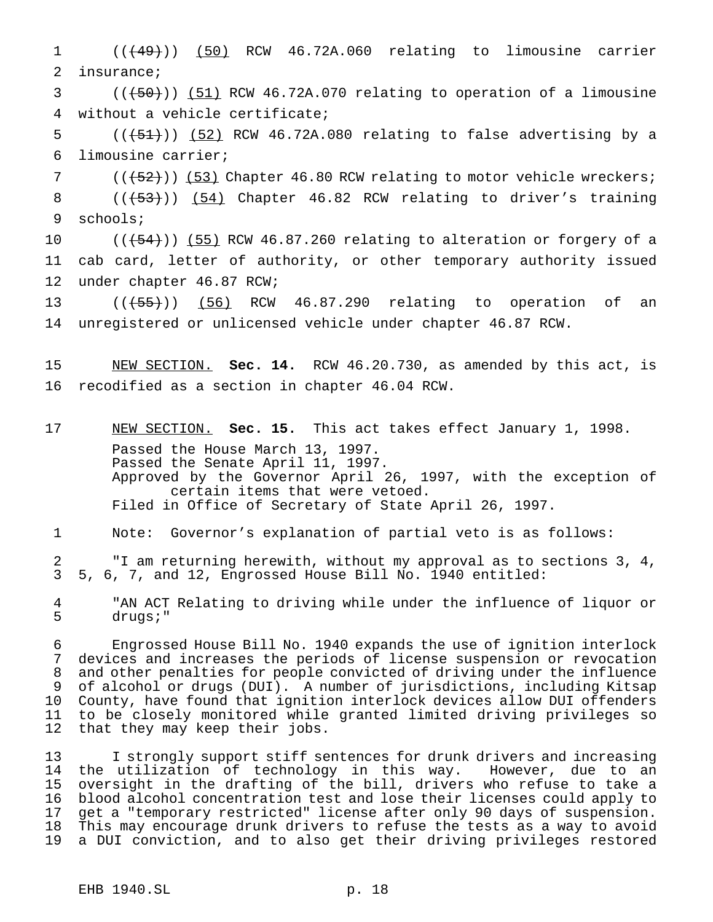((~~(49)~~)) <u>(50)</u> RCW 46.72A.060 relating to limousine carrier insurance;

((~~(50)~~)) <u>(51)</u> RCW 46.72A.070 relating to operation of a limousine without a vehicle certificate;

((~~(51)~~)) <u>(52)</u> RCW 46.72A.080 relating to false advertising by a limousine carrier;

((~~(52)~~)) <u>(53)</u> Chapter 46.80 RCW relating to motor vehicle wreckers;

((~~(53)~~)) <u>(54)</u> Chapter 46.82 RCW relating to driver's training schools;

((~~(54)~~)) <u>(55)</u> RCW 46.87.260 relating to alteration or forgery of a cab card, letter of authority, or other temporary authority issued under chapter 46.87 RCW;

((~~(55)~~)) <u>(56)</u> RCW 46.87.290 relating to operation of an unregistered or unlicensed vehicle under chapter 46.87 RCW.

<u>NEW SECTION.</u> **Sec. 14.** RCW 46.20.730, as amended by this act, is recodified as a section in chapter 46.04 RCW.

<u>NEW SECTION.</u> **Sec. 15.** This act takes effect January 1, 1998.

Passed the House March 13, 1997.
Passed the Senate April 11, 1997.
Approved by the Governor April 26, 1997, with the exception of certain items that were vetoed.
Filed in Office of Secretary of State April 26, 1997.

Note: Governor's explanation of partial veto is as follows:

"I am returning herewith, without my approval as to sections 3, 4, 5, 6, 7, and 12, Engrossed House Bill No. 1940 entitled:

"AN ACT Relating to driving while under the influence of liquor or drugs;"

Engrossed House Bill No. 1940 expands the use of ignition interlock devices and increases the periods of license suspension or revocation and other penalties for people convicted of driving under the influence of alcohol or drugs (DUI). A number of jurisdictions, including Kitsap County, have found that ignition interlock devices allow DUI offenders to be closely monitored while granted limited driving privileges so that they may keep their jobs.

I strongly support stiff sentences for drunk drivers and increasing the utilization of technology in this way. However, due to an oversight in the drafting of the bill, drivers who refuse to take a blood alcohol concentration test and lose their licenses could apply to get a "temporary restricted" license after only 90 days of suspension. This may encourage drunk drivers to refuse the tests as a way to avoid a DUI conviction, and to also get their driving privileges restored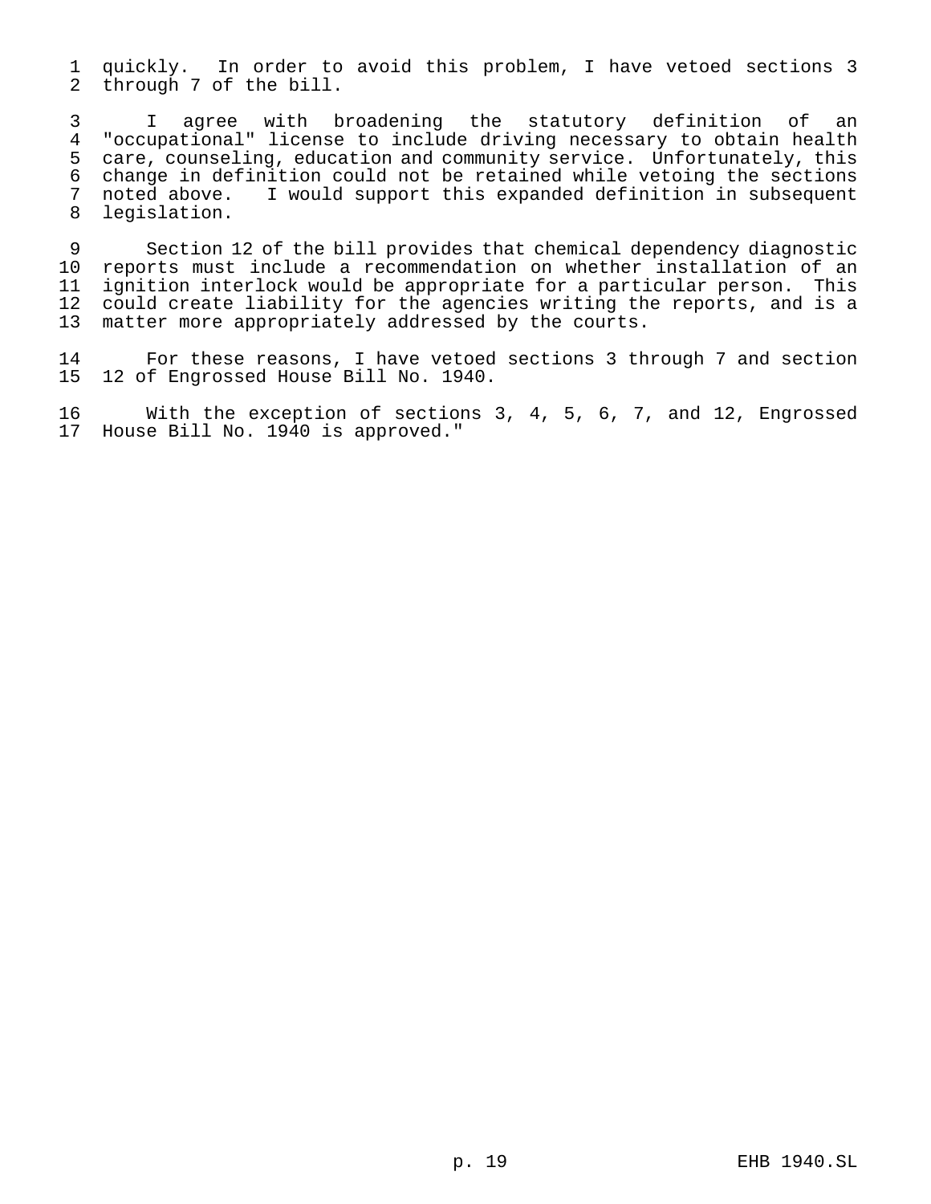quickly. In order to avoid this problem, I have vetoed sections 3 through 7 of the bill.

I agree with broadening the statutory definition of an "occupational" license to include driving necessary to obtain health care, counseling, education and community service. Unfortunately, this change in definition could not be retained while vetoing the sections noted above. I would support this expanded definition in subsequent legislation.

Section 12 of the bill provides that chemical dependency diagnostic reports must include a recommendation on whether installation of an ignition interlock would be appropriate for a particular person. This could create liability for the agencies writing the reports, and is a matter more appropriately addressed by the courts.

For these reasons, I have vetoed sections 3 through 7 and section 12 of Engrossed House Bill No. 1940.

With the exception of sections 3, 4, 5, 6, 7, and 12, Engrossed House Bill No. 1940 is approved."